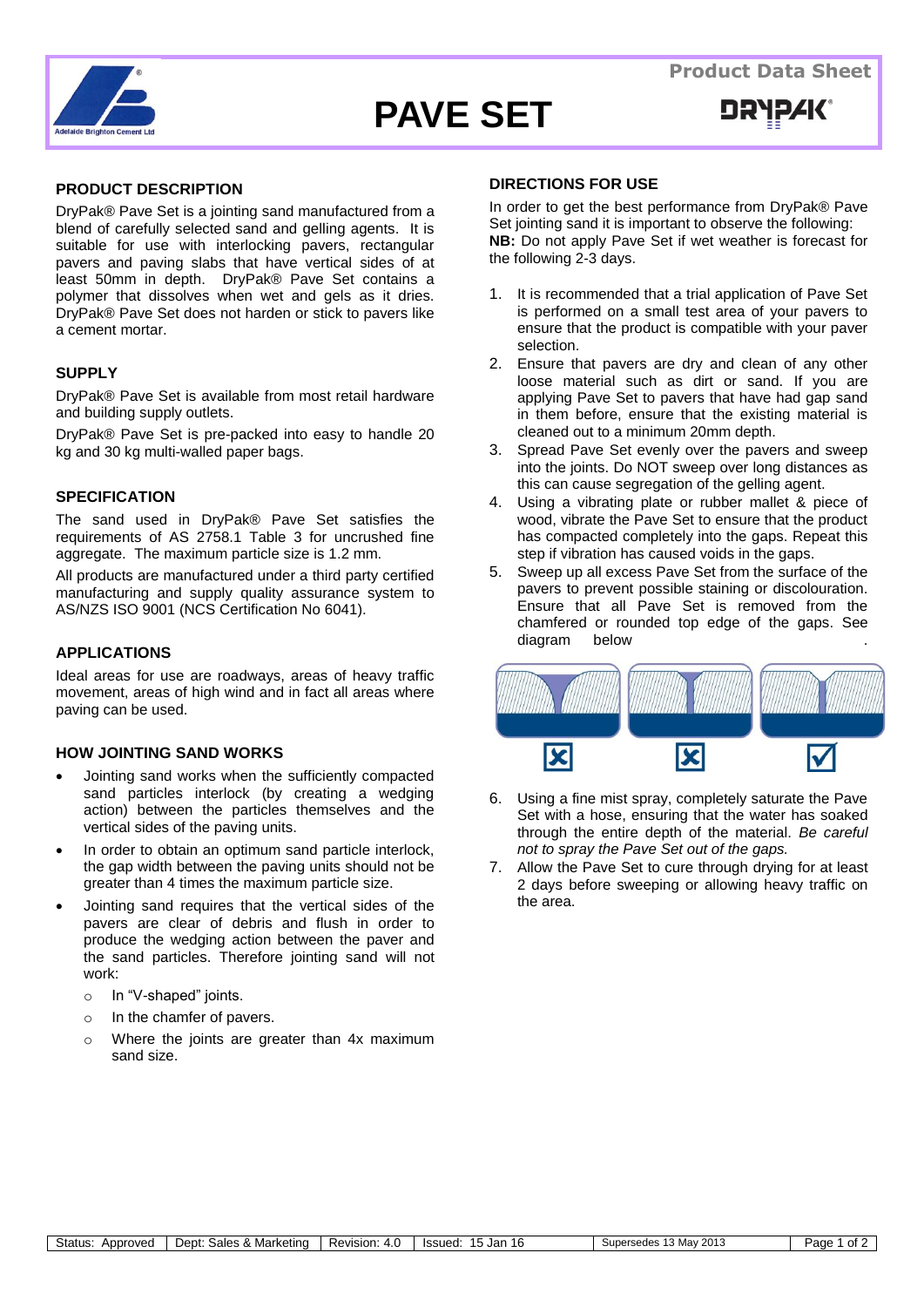Product Data Sheet

# PAVE SET

## PRODUCT DESCRIPTION

DryPak® Pave Set is a jointing sand manufactured from a blend of carefully selected sand and gelling agents. It is suitable for use with interlocking pavers, rectangular pavers and paving slabs that have vertical sides of at least 50mm in depth. DryPak® Pave Set contains a polymer that dissolves when wet and gels as it dries. DryPak® Pave Set does not harden or stick to pavers like a cement mortar.

## SUPPLY

DryPak® Pave Set is available from most retail hardware and building supply outlets.

DryPak® Pave Set is pre-packed into easy to handle 20 kg and 30 kg multi-walled paper bags.

## SPECIFICATION

The sand used in DryPak® Pave Set satisfies the requirements of AS 2758.1 Table 3 for uncrushed fine aggregate. The maximum particle size is 1.2 mm.

All products are manufactured under a third party certified manufacturing and supply quality assurance system to AS/NZS ISO 9001 (NCS Certification No 6041).

## APPLICATIONS

Ideal areas for use are roadways, areas of heavy traffic movement, areas of high wind and in fact all areas where paving can be used.

## HOW JOINTING SAND WORKS

- Jointing sand works when the sufficiently compacted sand particles interlock (by creating a wedging action) between the particles themselves and the vertical sides of the paving units.
- In order to obtain an optimum sand particle interlock, the gap width between the paving units should not be greater than 4 times the maximum particle size.
- Jointing sand requires that the vertical sides of the pavers are clear of debris and flush in order to produce the wedging action between the paver and the sand particles. Therefore jointing sand will not work:
  - In "V-shaped" joints.
  - In the chamfer of pavers.
  - Where the joints are greater than 4x maximum sand size.

## DIRECTIONS FOR USE

In order to get the best performance from DryPak® Pave Set jointing sand it is important to observe the following:

**NB:** Do not apply Pave Set if wet weather is forecast for the following 2-3 days.

1. It is recommended that a trial application of Pave Set is performed on a small test area of your pavers to ensure that the product is compatible with your paver selection.
2. Ensure that pavers are dry and clean of any other loose material such as dirt or sand. If you are applying Pave Set to pavers that have had gap sand in them before, ensure that the existing material is cleaned out to a minimum 20mm depth.
3. Spread Pave Set evenly over the pavers and sweep into the joints. Do NOT sweep over long distances as this can cause segregation of the gelling agent.
4. Using a vibrating plate or rubber mallet & piece of wood, vibrate the Pave Set to ensure that the product has compacted completely into the gaps. Repeat this step if vibration has caused voids in the gaps.
5. Sweep up all excess Pave Set from the surface of the pavers to prevent possible staining or discolouration. Ensure that all Pave Set is removed from the chamfered or rounded top edge of the gaps. See diagram below.
6. Using a fine mist spray, completely saturate the Pave Set with a hose, ensuring that the water has soaked through the entire depth of the material. *Be careful not to spray the Pave Set out of the gaps.*
7. Allow the Pave Set to cure through drying for at least 2 days before sweeping or allowing heavy traffic on the area.

| Status: Approved | Dept: Sales & Marketing | Revision: 4.0 | Issued: 15 Jan 16 | Supersedes 13 May 2013 |
|---|---|---|---|---|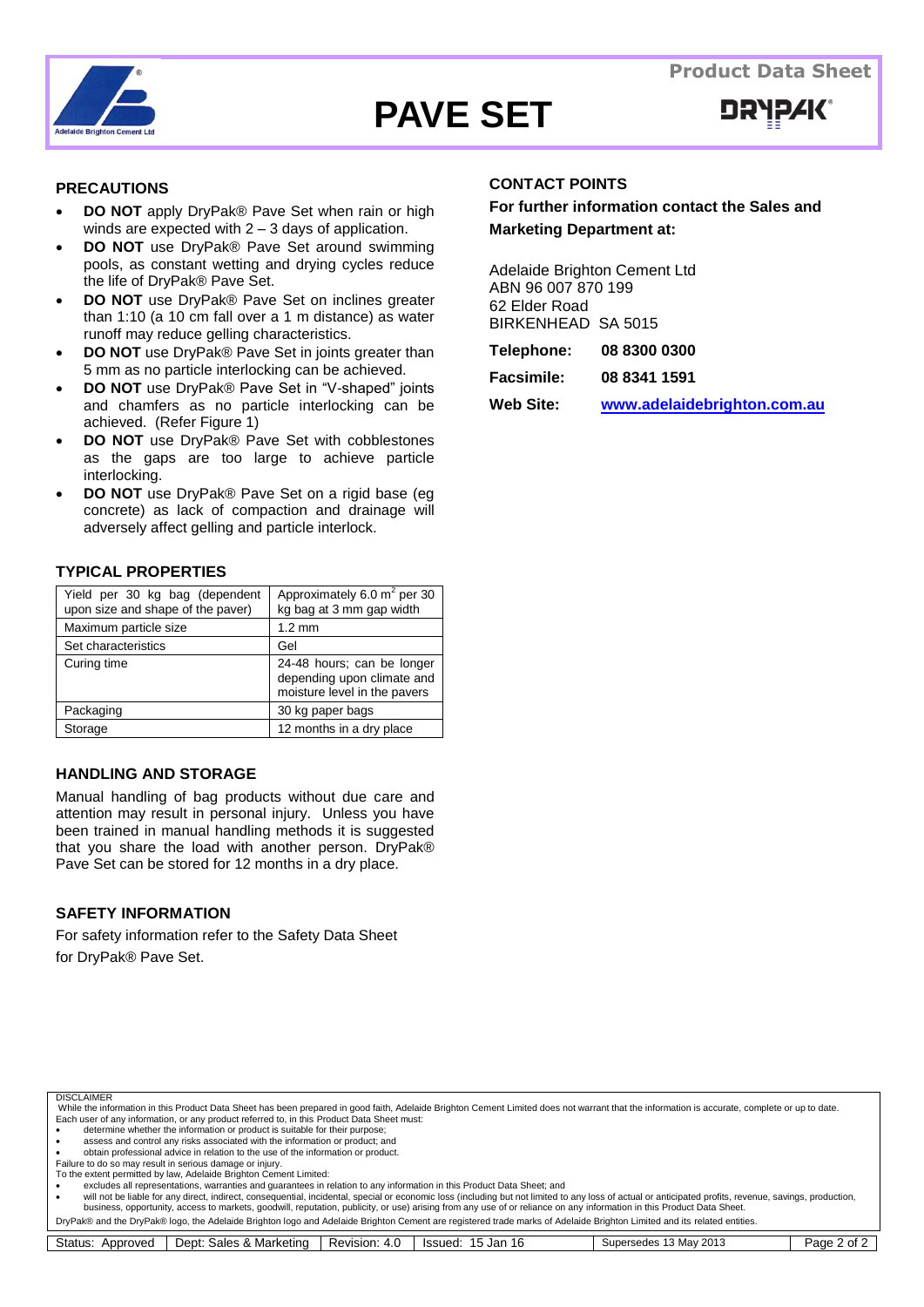## PRECAUTIONS

- **DO NOT** apply DryPak® Pave Set when rain or high winds are expected with 2 – 3 days of application.
- **DO NOT** use DryPak® Pave Set around swimming pools, as constant wetting and drying cycles reduce the life of DryPak® Pave Set.
- **DO NOT** use DryPak® Pave Set on inclines greater than 1:10 (a 10 cm fall over a 1 m distance) as water runoff may reduce gelling characteristics.
- **DO NOT** use DryPak® Pave Set in joints greater than 5 mm as no particle interlocking can be achieved.
- **DO NOT** use DryPak® Pave Set in "V-shaped" joints and chamfers as no particle interlocking can be achieved. (Refer Figure 1)
- **DO NOT** use DryPak® Pave Set with cobblestones as the gaps are too large to achieve particle interlocking.
- **DO NOT** use DryPak® Pave Set on a rigid base (eg concrete) as lack of compaction and drainage will adversely affect gelling and particle interlock.

## TYPICAL PROPERTIES

| | |
|---|---|
| Yield per 30 kg bag (dependent upon size and shape of the paver) | Approximately 6.0 $m^2$ per 30 kg bag at 3 mm gap width |
| Maximum particle size | 1.2 mm |
| Set characteristics | Gel |
| Curing time | 24-48 hours; can be longer depending upon climate and moisture level in the pavers |
| Packaging | 30 kg paper bags |
| Storage | 12 months in a dry place |

## HANDLING AND STORAGE

Manual handling of bag products without due care and attention may result in personal injury. Unless you have been trained in manual handling methods it is suggested that you share the load with another person. DryPak® Pave Set can be stored for 12 months in a dry place.

## SAFETY INFORMATION

For safety information refer to the Safety Data Sheet for DryPak® Pave Set.

## CONTACT POINTS

**For further information contact the Sales and Marketing Department at:**

Adelaide Brighton Cement Ltd
ABN 96 007 870 199
62 Elder Road
BIRKENHEAD SA 5015

**Telephone:** **08 8300 0300**

**Facsimile:** **08 8341 1591**

**Web Site:** **www.adelaidebrighton.com.au**

DISCLAIMER

While the information in this Product Data Sheet has been prepared in good faith, Adelaide Brighton Cement Limited does not warrant that the information is accurate, complete or up to date.
Each user of any information, or any product referred to, in this Product Data Sheet must:

- determine whether the information or product is suitable for their purpose;
- assess and control any risks associated with the information or product; and
- obtain professional advice in relation to the use of the information or product.

Failure to do so may result in serious damage or injury.
To the extent permitted by law, Adelaide Brighton Cement Limited:

- excludes all representations, warranties and guarantees in relation to any information in this Product Data Sheet; and
- will not be liable for any direct, indirect, consequential, incidental, special or economic loss (including but not limited to any loss of actual or anticipated profits, revenue, savings, production, business, opportunity, access to markets, goodwill, reputation, publicity, or use) arising from any use of or reliance on any information in this Product Data Sheet.

DryPak® and the DryPak® logo, the Adelaide Brighton logo and Adelaide Brighton Cement are registered trade marks of Adelaide Brighton Limited and its related entities.

| Status: Approved | Dept: Sales & Marketing | Revision: 4.0 | Issued: 15 Jan 16 | Supersedes 13 May 2013 |
|---|---|---|---|---|